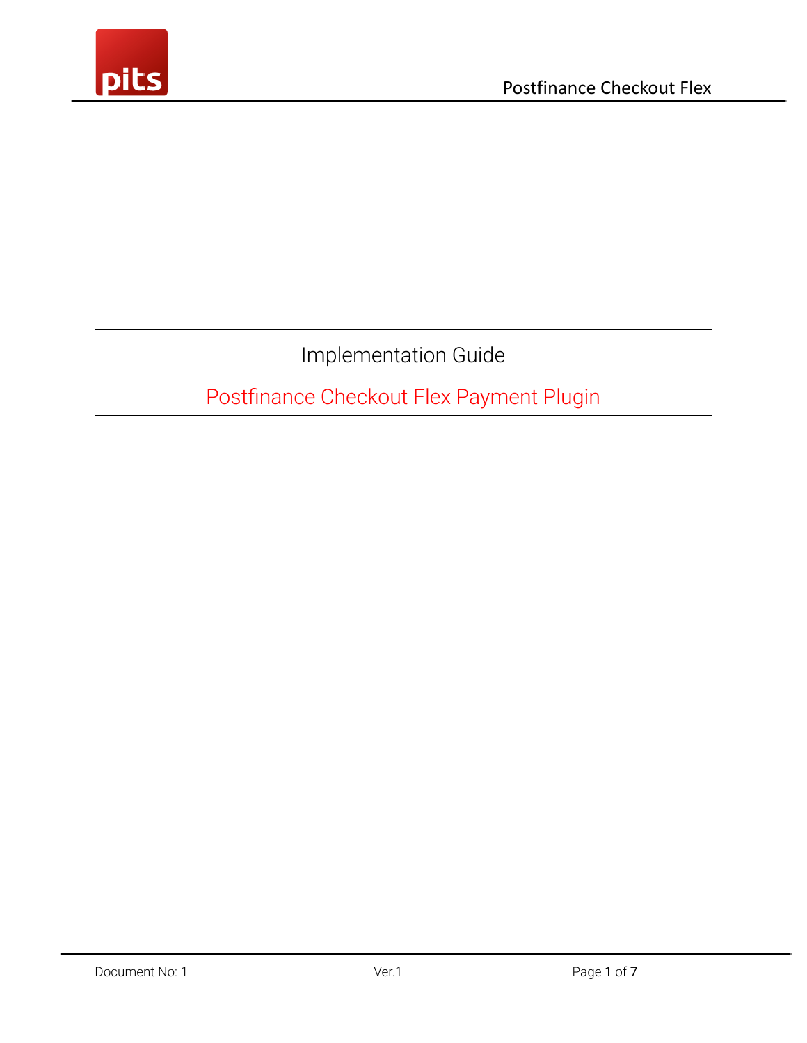# Implementation Guide

## Postfinance Checkout Flex Payment Plugin

Document No: 1 Ver.1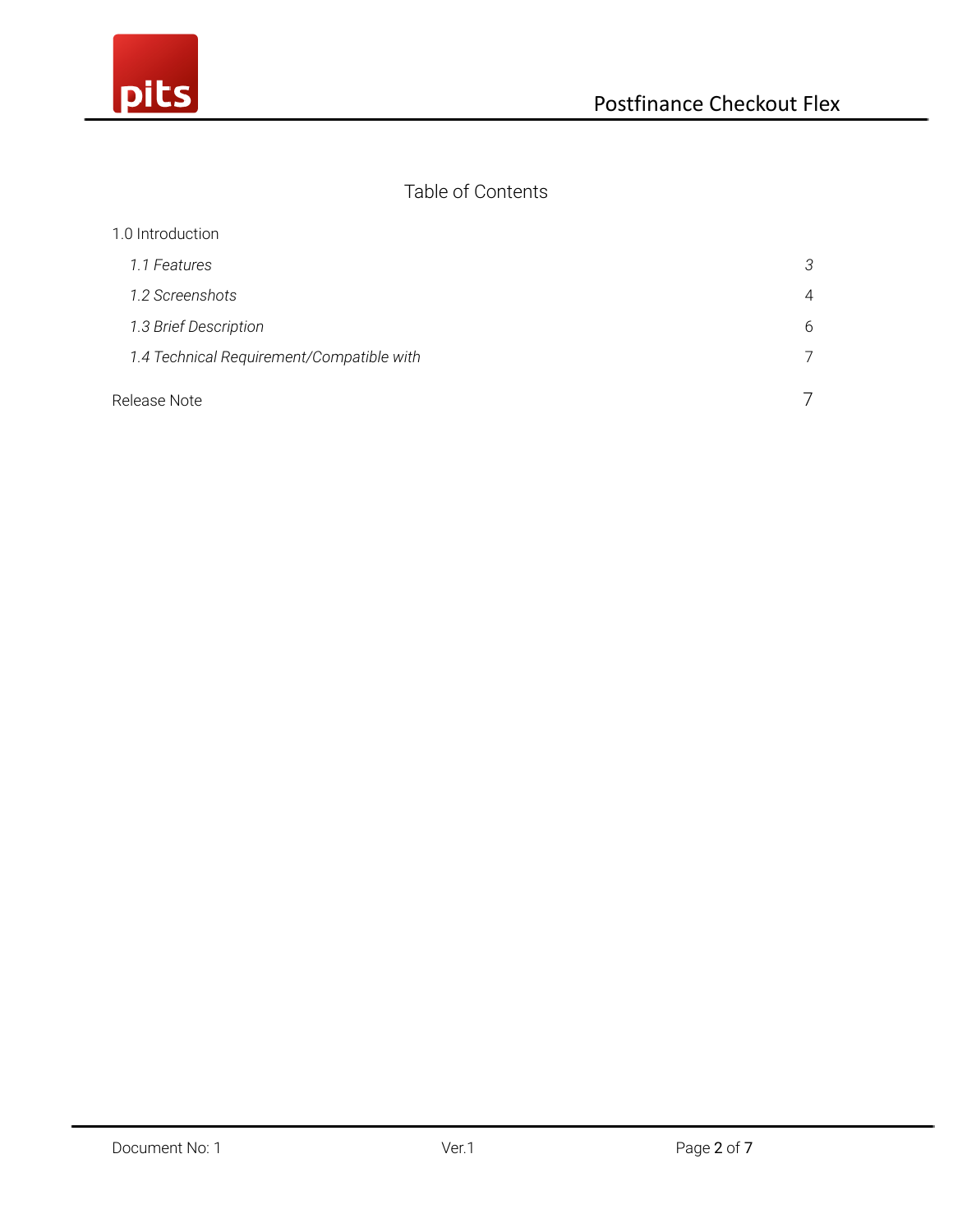# Table of Contents

1.0 Introduction

| | |
|---|---|
| *1.1 Features* | *3* |
| *1.2 Screenshots* | 4 |
| *1.3 Brief Description* | 6 |
| *1.4 Technical Requirement/Compatible with* | 7 |
| Release Note | 7 |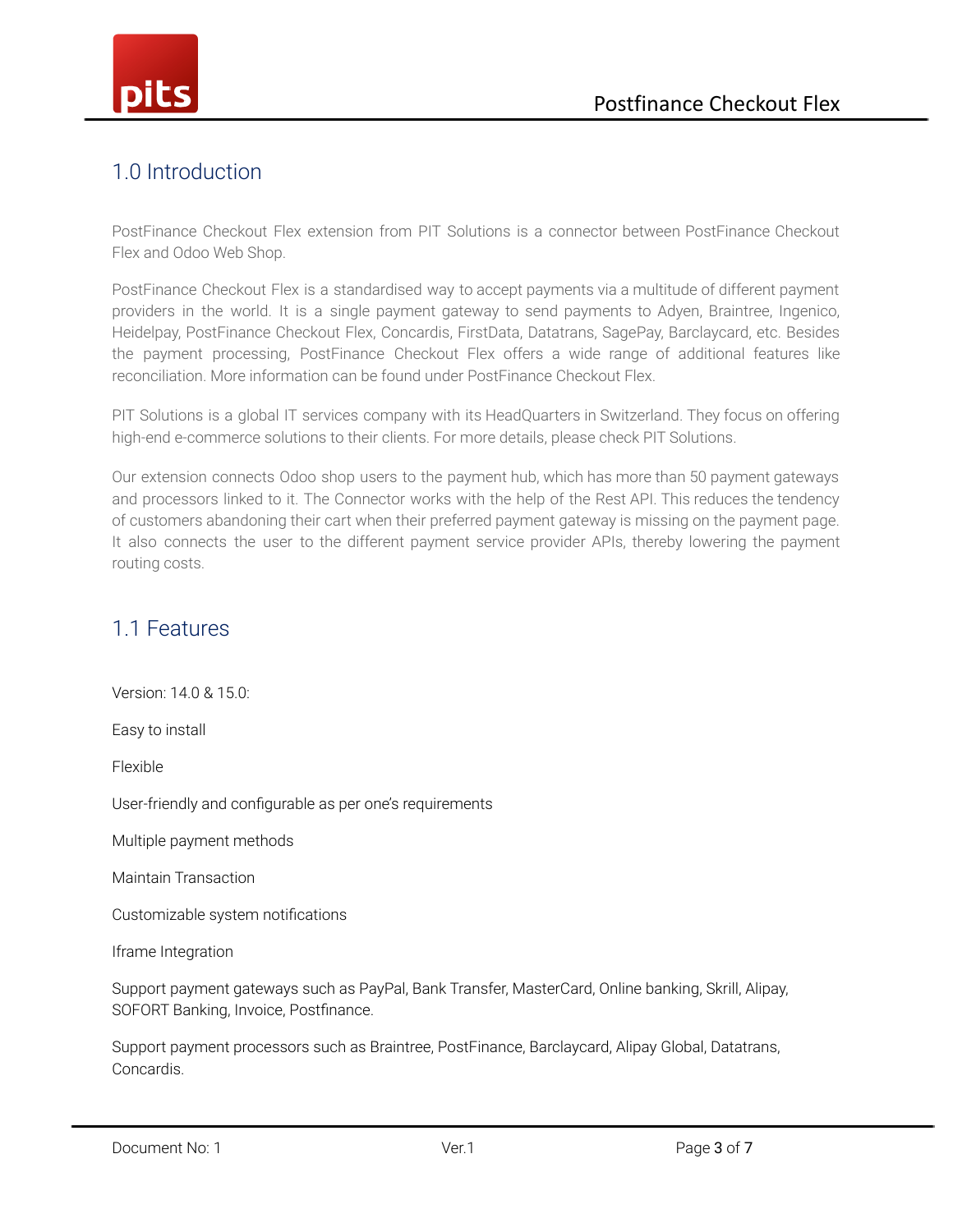## 1.0 Introduction

PostFinance Checkout Flex extension from PIT Solutions is a connector between PostFinance Checkout Flex and Odoo Web Shop.

PostFinance Checkout Flex is a standardised way to accept payments via a multitude of different payment providers in the world. It is a single payment gateway to send payments to Adyen, Braintree, Ingenico, Heidelpay, PostFinance Checkout Flex, Concardis, FirstData, Datatrans, SagePay, Barclaycard, etc. Besides the payment processing, PostFinance Checkout Flex offers a wide range of additional features like reconciliation. More information can be found under PostFinance Checkout Flex.

PIT Solutions is a global IT services company with its HeadQuarters in Switzerland. They focus on offering high-end e-commerce solutions to their clients. For more details, please check PIT Solutions.

Our extension connects Odoo shop users to the payment hub, which has more than 50 payment gateways and processors linked to it. The Connector works with the help of the Rest API. This reduces the tendency of customers abandoning their cart when their preferred payment gateway is missing on the payment page. It also connects the user to the different payment service provider APIs, thereby lowering the payment routing costs.

## 1.1 Features

Version: 14.0 & 15.0:

Easy to install

Flexible

User-friendly and configurable as per one's requirements

Multiple payment methods

Maintain Transaction

Customizable system notifications

Iframe Integration

Support payment gateways such as PayPal, Bank Transfer, MasterCard, Online banking, Skrill, Alipay, SOFORT Banking, Invoice, Postfinance.

Support payment processors such as Braintree, PostFinance, Barclaycard, Alipay Global, Datatrans, Concardis.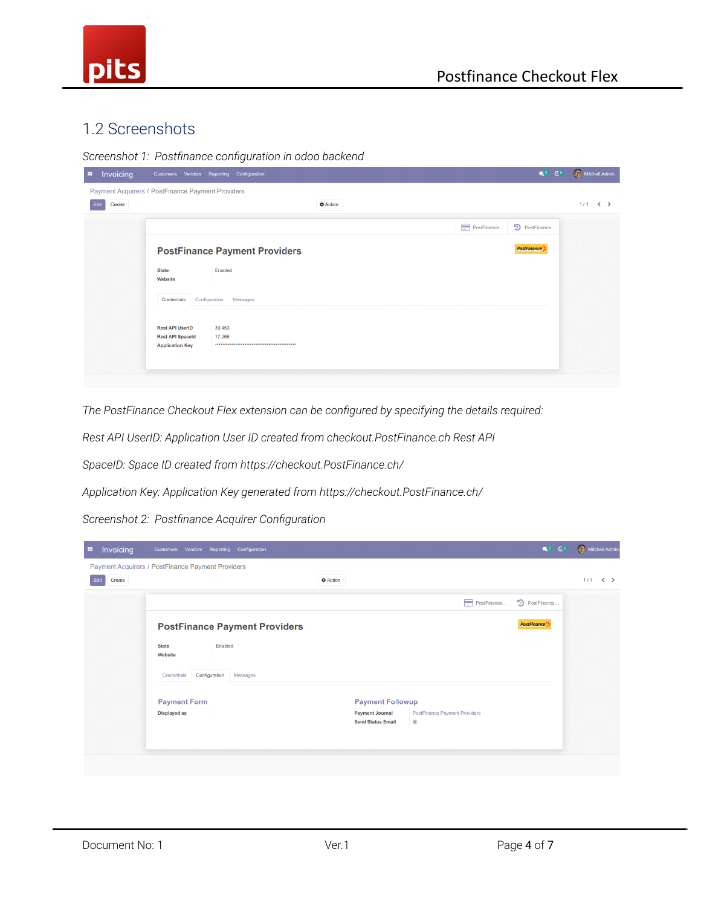## 1.2 Screenshots

*Screenshot 1: Postfinance configuration in odoo backend*

*The PostFinance Checkout Flex extension can be configured by specifying the details required:*

*Rest API UserID: Application User ID created from checkout.PostFinance.ch Rest API*

*SpaceID: Space ID created from https://checkout.PostFinance.ch/*

*Application Key: Application Key generated from https://checkout.PostFinance.ch/*

*Screenshot 2: Postfinance Acquirer Configuration*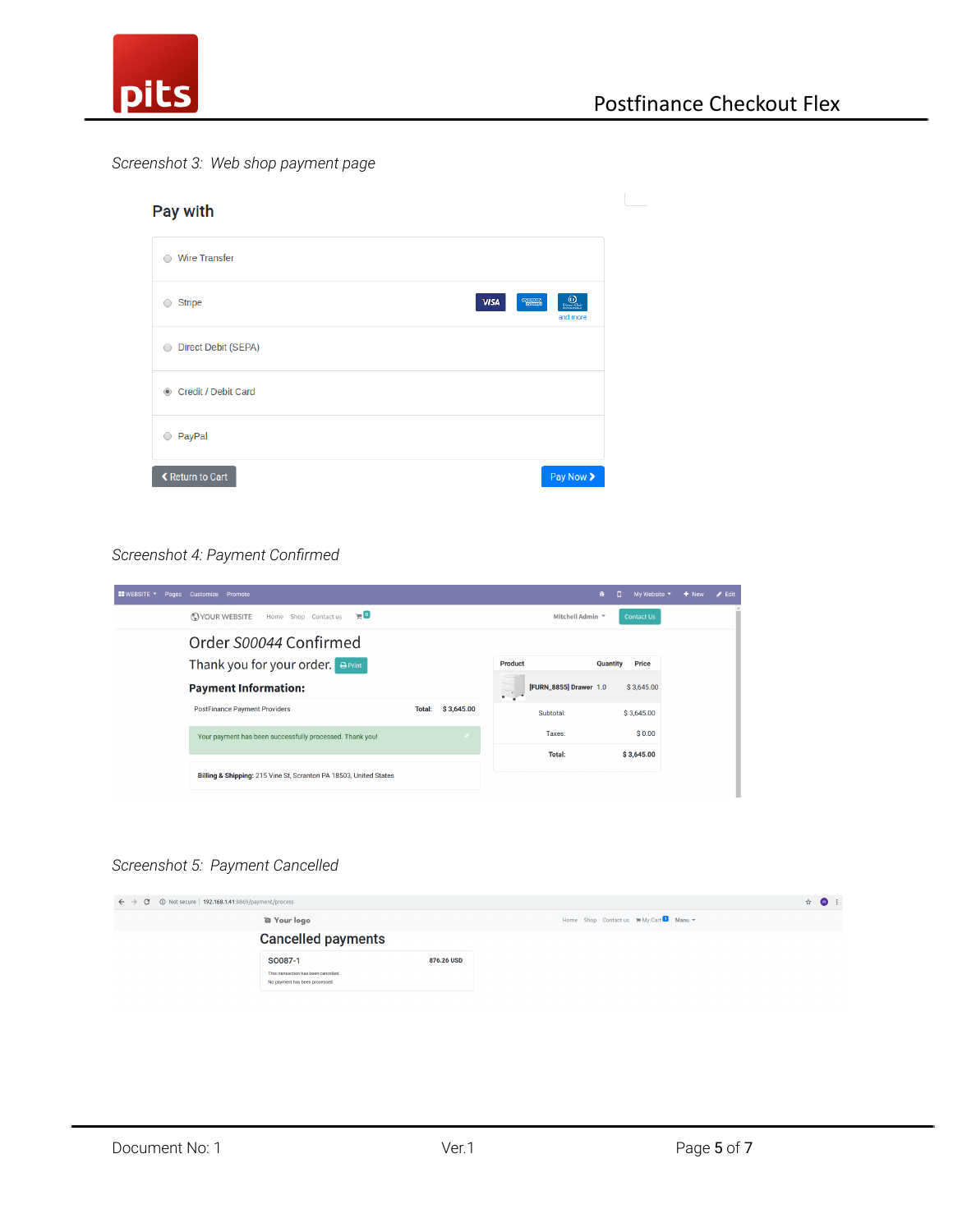*Screenshot 3: Web shop payment page*

## Pay with

- Wire Transfer
- Stripe
- Direct Debit (SEPA)
- Credit / Debit Card
- PayPal

Return to Cart | Pay Now

*Screenshot 4: Payment Confirmed*

Order *S00044* Confirmed

Thank you for your order. Print

**Payment Information:**

PostFinance Payment Providers — Total: $ 3,645.00

Your payment has been successfully processed. Thank you!

**Billing & Shipping:** 215 Vine St, Scranton PA 18503, United States

| Product | Quantity | Price |
| --- | --- | --- |
| [FURN_8855] Drawer | 1.0 | $ 3,645.00 |
| Subtotal: | | $ 3,645.00 |
| Taxes: | | $ 0.00 |
| Total: | | $ 3,645.00 |

*Screenshot 5: Payment Cancelled*

### Cancelled payments

S0087-1 — 876.26 USD

This transaction has been cancelled.

No payment has been processed.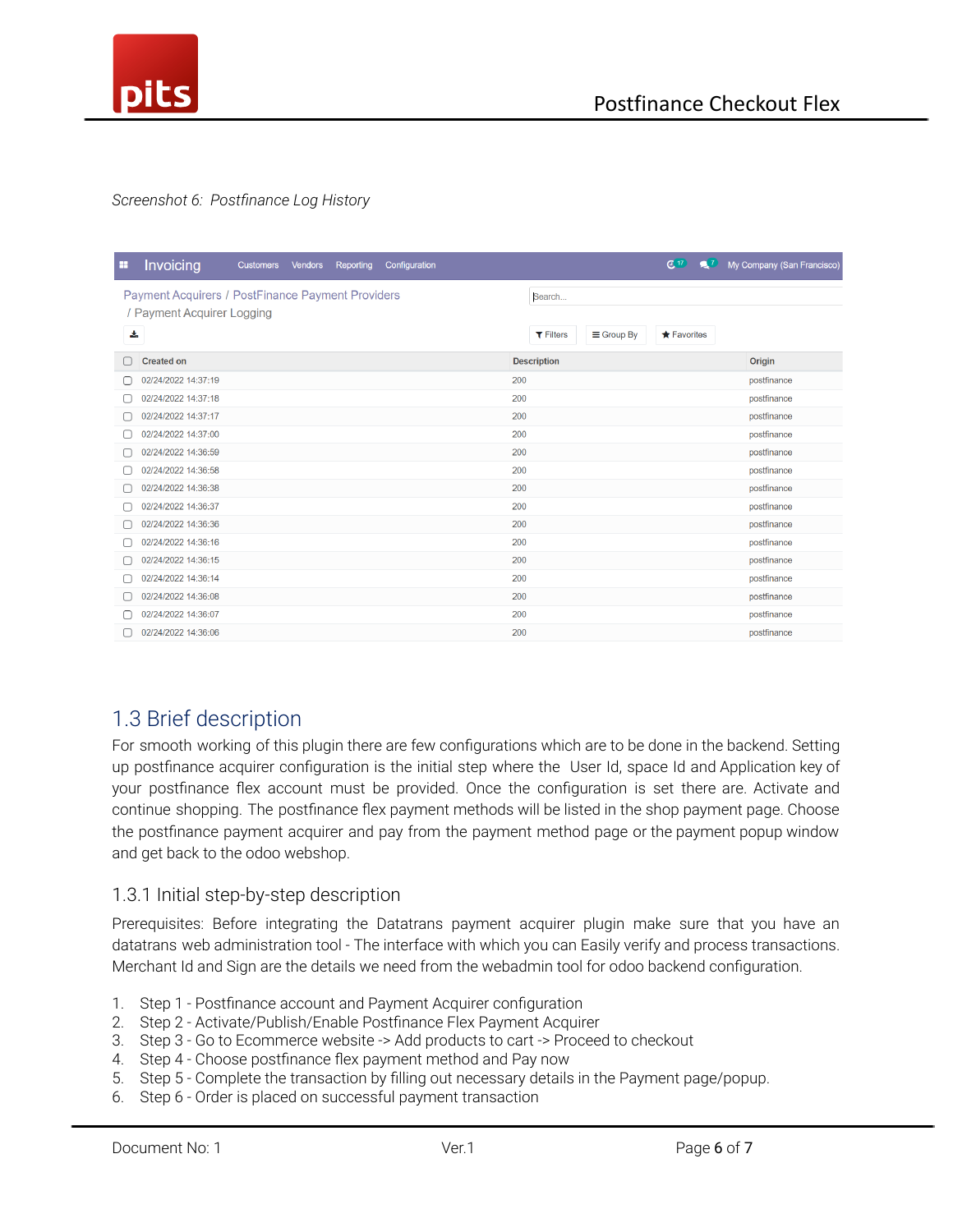*Screenshot 6: Postfinance Log History*

## 1.3 Brief description

For smooth working of this plugin there are few configurations which are to be done in the backend. Setting up postfinance acquirer configuration is the initial step where the User Id, space Id and Application key of your postfinance flex account must be provided. Once the configuration is set there are. Activate and continue shopping. The postfinance flex payment methods will be listed in the shop payment page. Choose the postfinance payment acquirer and pay from the payment method page or the payment popup window and get back to the odoo webshop.

### 1.3.1 Initial step-by-step description

Prerequisites: Before integrating the Datatrans payment acquirer plugin make sure that you have an datatrans web administration tool - The interface with which you can Easily verify and process transactions. Merchant Id and Sign are the details we need from the webadmin tool for odoo backend configuration.

1. Step 1 - Postfinance account and Payment Acquirer configuration
2. Step 2 - Activate/Publish/Enable Postfinance Flex Payment Acquirer
3. Step 3 - Go to Ecommerce website -> Add products to cart -> Proceed to checkout
4. Step 4 - Choose postfinance flex payment method and Pay now
5. Step 5 - Complete the transaction by filling out necessary details in the Payment page/popup.
6. Step 6 - Order is placed on successful payment transaction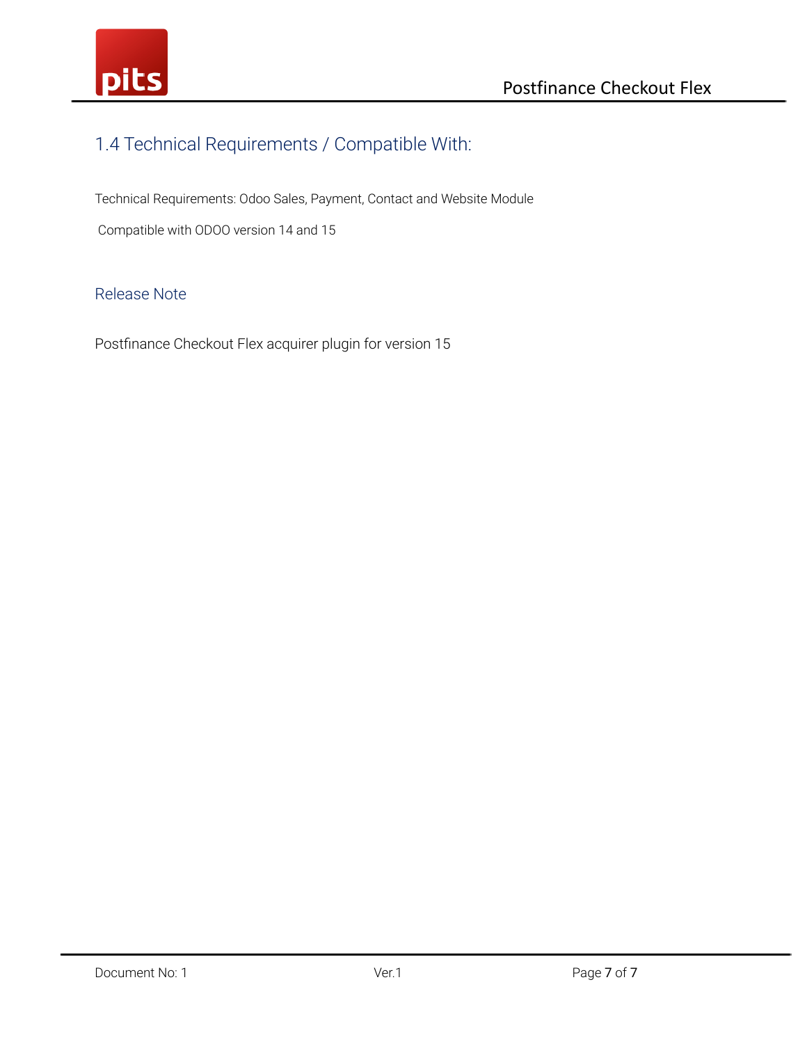## 1.4 Technical Requirements / Compatible With:

Technical Requirements: Odoo Sales, Payment, Contact and Website Module

Compatible with ODOO version 14 and 15

## Release Note

Postfinance Checkout Flex acquirer plugin for version 15